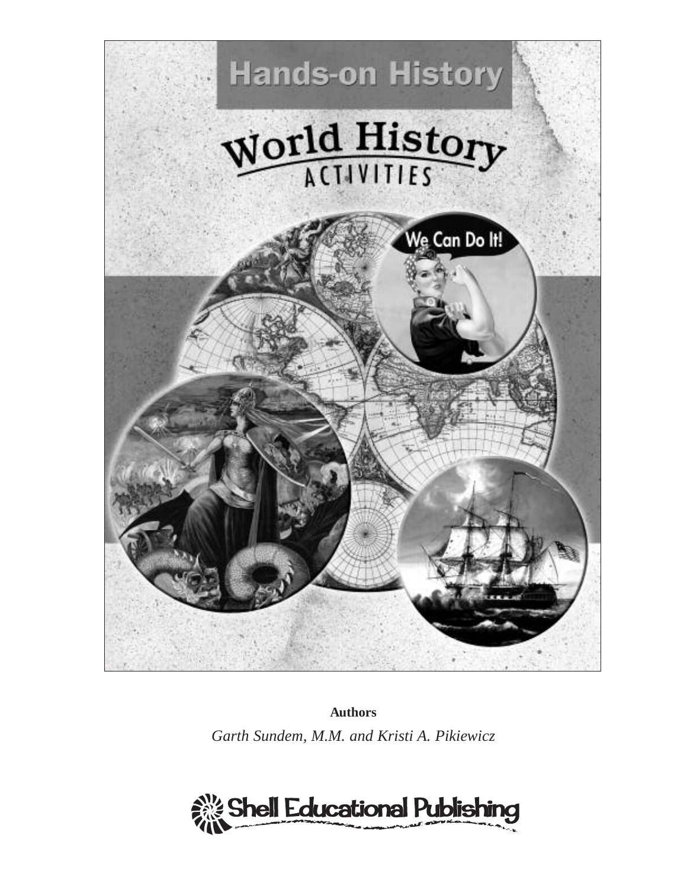# Hands-on History

## World History Activities

**Authors**

*Garth Sundem, M.M. and Kristi A. Pikiewicz*

Shell Educational Publishing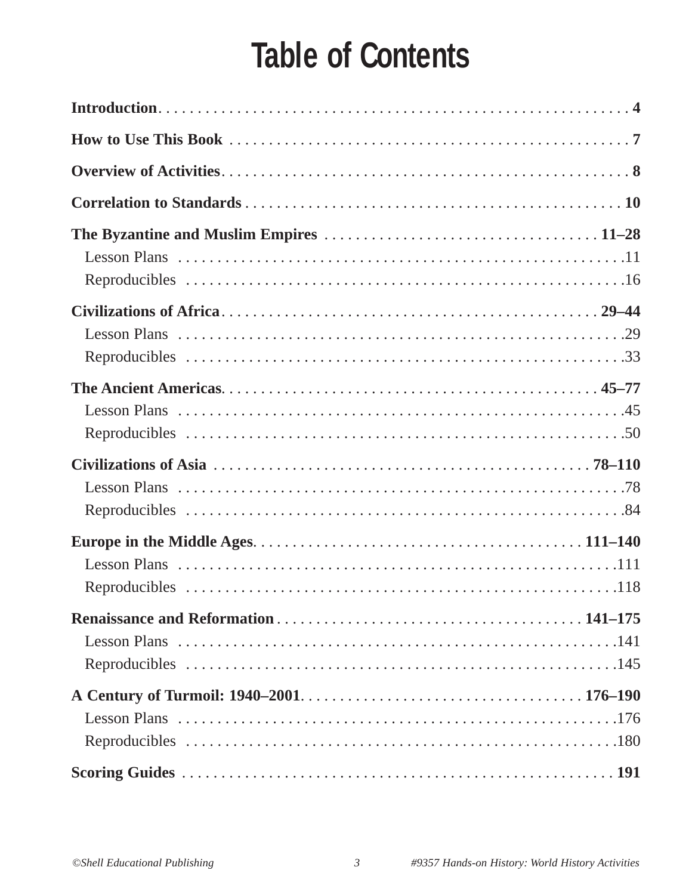# Table of Contents

**Introduction** . . . . . . . . . . . . . . . . . . . . . . . . . . . . . . . . . . . . . . . . . . . . . . . . . . . . . . . . **4**

**How to Use This Book** . . . . . . . . . . . . . . . . . . . . . . . . . . . . . . . . . . . . . . . . . . . . . . . . . **7**

**Overview of Activities** . . . . . . . . . . . . . . . . . . . . . . . . . . . . . . . . . . . . . . . . . . . . . . . . . . **8**

**Correlation to Standards** . . . . . . . . . . . . . . . . . . . . . . . . . . . . . . . . . . . . . . . . . . . . . . . **10**

**The Byzantine and Muslim Empires** . . . . . . . . . . . . . . . . . . . . . . . . . . . . . . . . . . . **11–28**
- Lesson Plans . . . . . . . . . . . . . . . . . . . . . . . . . . . . . . . . . . . . . . . . . . . . . . . . . . . . . 11
- Reproducibles . . . . . . . . . . . . . . . . . . . . . . . . . . . . . . . . . . . . . . . . . . . . . . . . . . . . 16

**Civilizations of Africa** . . . . . . . . . . . . . . . . . . . . . . . . . . . . . . . . . . . . . . . . . . . . . . . **29–44**
- Lesson Plans . . . . . . . . . . . . . . . . . . . . . . . . . . . . . . . . . . . . . . . . . . . . . . . . . . . . . 29
- Reproducibles . . . . . . . . . . . . . . . . . . . . . . . . . . . . . . . . . . . . . . . . . . . . . . . . . . . . 33

**The Ancient Americas** . . . . . . . . . . . . . . . . . . . . . . . . . . . . . . . . . . . . . . . . . . . . . . . **45–77**
- Lesson Plans . . . . . . . . . . . . . . . . . . . . . . . . . . . . . . . . . . . . . . . . . . . . . . . . . . . . . 45
- Reproducibles . . . . . . . . . . . . . . . . . . . . . . . . . . . . . . . . . . . . . . . . . . . . . . . . . . . . 50

**Civilizations of Asia** . . . . . . . . . . . . . . . . . . . . . . . . . . . . . . . . . . . . . . . . . . . . . . . **78–110**
- Lesson Plans . . . . . . . . . . . . . . . . . . . . . . . . . . . . . . . . . . . . . . . . . . . . . . . . . . . . . 78
- Reproducibles . . . . . . . . . . . . . . . . . . . . . . . . . . . . . . . . . . . . . . . . . . . . . . . . . . . . 84

**Europe in the Middle Ages** . . . . . . . . . . . . . . . . . . . . . . . . . . . . . . . . . . . . . . . . . . **111–140**
- Lesson Plans . . . . . . . . . . . . . . . . . . . . . . . . . . . . . . . . . . . . . . . . . . . . . . . . . . . . . 111
- Reproducibles . . . . . . . . . . . . . . . . . . . . . . . . . . . . . . . . . . . . . . . . . . . . . . . . . . . . 118

**Renaissance and Reformation** . . . . . . . . . . . . . . . . . . . . . . . . . . . . . . . . . . . . . . . **141–175**
- Lesson Plans . . . . . . . . . . . . . . . . . . . . . . . . . . . . . . . . . . . . . . . . . . . . . . . . . . . . . 141
- Reproducibles . . . . . . . . . . . . . . . . . . . . . . . . . . . . . . . . . . . . . . . . . . . . . . . . . . . . 145

**A Century of Turmoil: 1940–2001** . . . . . . . . . . . . . . . . . . . . . . . . . . . . . . . . . . . . **176–190**
- Lesson Plans . . . . . . . . . . . . . . . . . . . . . . . . . . . . . . . . . . . . . . . . . . . . . . . . . . . . . 176
- Reproducibles . . . . . . . . . . . . . . . . . . . . . . . . . . . . . . . . . . . . . . . . . . . . . . . . . . . . 180

**Scoring Guides** . . . . . . . . . . . . . . . . . . . . . . . . . . . . . . . . . . . . . . . . . . . . . . . . . . . . . . **191**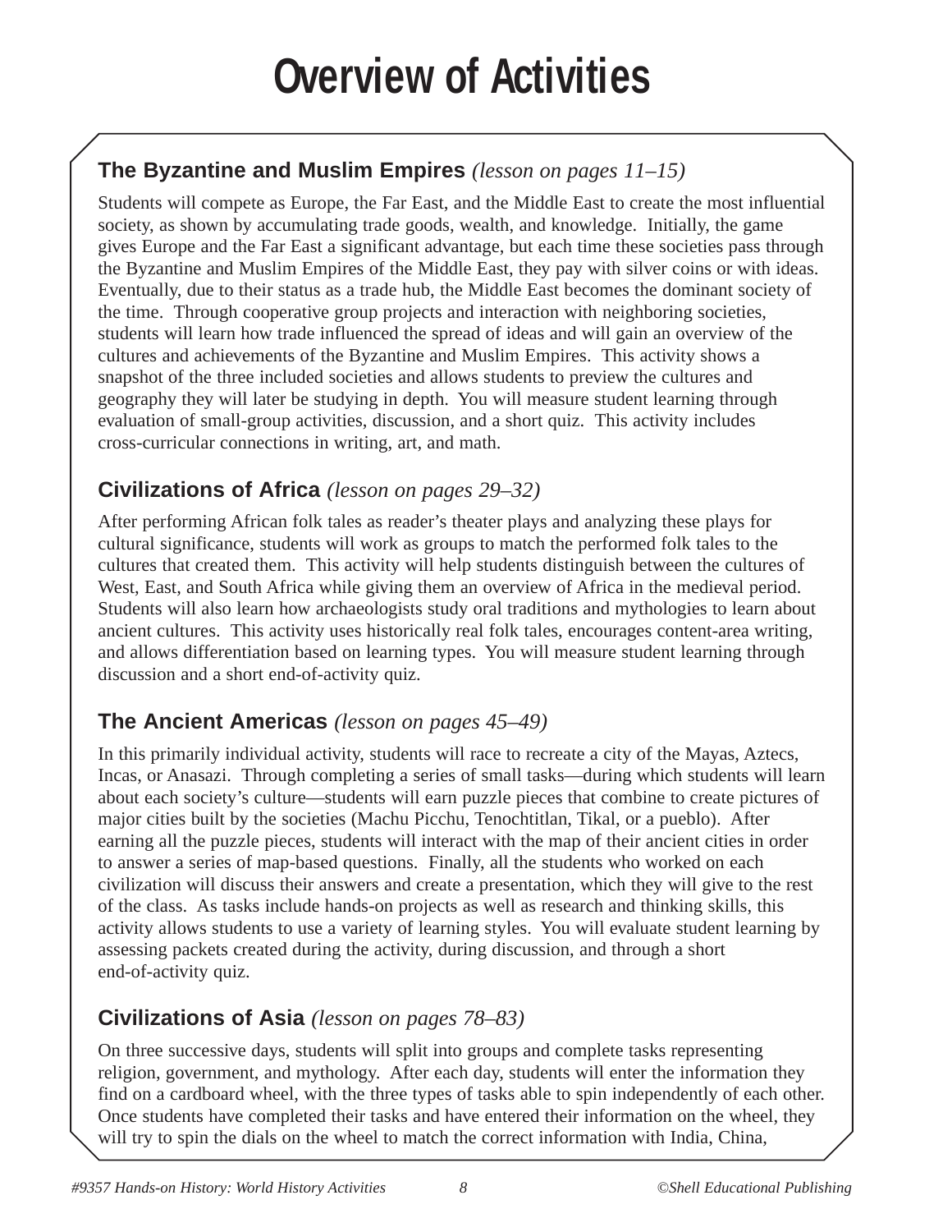# Overview of Activities

### The Byzantine and Muslim Empires *(lesson on pages 11–15)*

Students will compete as Europe, the Far East, and the Middle East to create the most influential society, as shown by accumulating trade goods, wealth, and knowledge. Initially, the game gives Europe and the Far East a significant advantage, but each time these societies pass through the Byzantine and Muslim Empires of the Middle East, they pay with silver coins or with ideas. Eventually, due to their status as a trade hub, the Middle East becomes the dominant society of the time. Through cooperative group projects and interaction with neighboring societies, students will learn how trade influenced the spread of ideas and will gain an overview of the cultures and achievements of the Byzantine and Muslim Empires. This activity shows a snapshot of the three included societies and allows students to preview the cultures and geography they will later be studying in depth. You will measure student learning through evaluation of small-group activities, discussion, and a short quiz. This activity includes cross-curricular connections in writing, art, and math.

### Civilizations of Africa *(lesson on pages 29–32)*

After performing African folk tales as reader's theater plays and analyzing these plays for cultural significance, students will work as groups to match the performed folk tales to the cultures that created them. This activity will help students distinguish between the cultures of West, East, and South Africa while giving them an overview of Africa in the medieval period. Students will also learn how archaeologists study oral traditions and mythologies to learn about ancient cultures. This activity uses historically real folk tales, encourages content-area writing, and allows differentiation based on learning types. You will measure student learning through discussion and a short end-of-activity quiz.

### The Ancient Americas *(lesson on pages 45–49)*

In this primarily individual activity, students will race to recreate a city of the Mayas, Aztecs, Incas, or Anasazi. Through completing a series of small tasks—during which students will learn about each society's culture—students will earn puzzle pieces that combine to create pictures of major cities built by the societies (Machu Picchu, Tenochtitlan, Tikal, or a pueblo). After earning all the puzzle pieces, students will interact with the map of their ancient cities in order to answer a series of map-based questions. Finally, all the students who worked on each civilization will discuss their answers and create a presentation, which they will give to the rest of the class. As tasks include hands-on projects as well as research and thinking skills, this activity allows students to use a variety of learning styles. You will evaluate student learning by assessing packets created during the activity, during discussion, and through a short end-of-activity quiz.

### Civilizations of Asia *(lesson on pages 78–83)*

On three successive days, students will split into groups and complete tasks representing religion, government, and mythology. After each day, students will enter the information they find on a cardboard wheel, with the three types of tasks able to spin independently of each other. Once students have completed their tasks and have entered their information on the wheel, they will try to spin the dials on the wheel to match the correct information with India, China,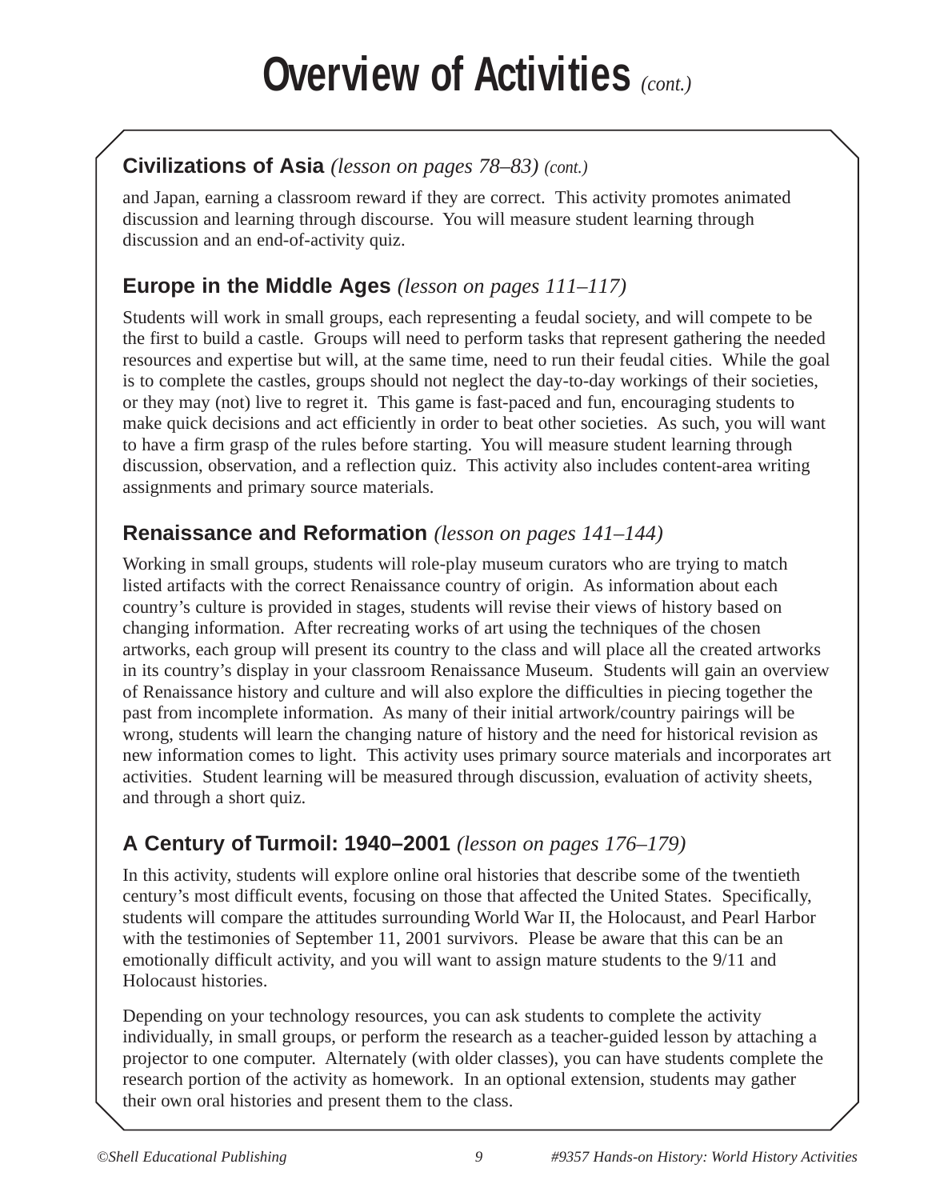# Overview of Activities *(cont.)*

### Civilizations of Asia *(lesson on pages 78–83) (cont.)*

and Japan, earning a classroom reward if they are correct. This activity promotes animated discussion and learning through discourse. You will measure student learning through discussion and an end-of-activity quiz.

### Europe in the Middle Ages *(lesson on pages 111–117)*

Students will work in small groups, each representing a feudal society, and will compete to be the first to build a castle. Groups will need to perform tasks that represent gathering the needed resources and expertise but will, at the same time, need to run their feudal cities. While the goal is to complete the castles, groups should not neglect the day-to-day workings of their societies, or they may (not) live to regret it. This game is fast-paced and fun, encouraging students to make quick decisions and act efficiently in order to beat other societies. As such, you will want to have a firm grasp of the rules before starting. You will measure student learning through discussion, observation, and a reflection quiz. This activity also includes content-area writing assignments and primary source materials.

### Renaissance and Reformation *(lesson on pages 141–144)*

Working in small groups, students will role-play museum curators who are trying to match listed artifacts with the correct Renaissance country of origin. As information about each country's culture is provided in stages, students will revise their views of history based on changing information. After recreating works of art using the techniques of the chosen artworks, each group will present its country to the class and will place all the created artworks in its country's display in your classroom Renaissance Museum. Students will gain an overview of Renaissance history and culture and will also explore the difficulties in piecing together the past from incomplete information. As many of their initial artwork/country pairings will be wrong, students will learn the changing nature of history and the need for historical revision as new information comes to light. This activity uses primary source materials and incorporates art activities. Student learning will be measured through discussion, evaluation of activity sheets, and through a short quiz.

### A Century of Turmoil: 1940–2001 *(lesson on pages 176–179)*

In this activity, students will explore online oral histories that describe some of the twentieth century's most difficult events, focusing on those that affected the United States. Specifically, students will compare the attitudes surrounding World War II, the Holocaust, and Pearl Harbor with the testimonies of September 11, 2001 survivors. Please be aware that this can be an emotionally difficult activity, and you will want to assign mature students to the 9/11 and Holocaust histories.

Depending on your technology resources, you can ask students to complete the activity individually, in small groups, or perform the research as a teacher-guided lesson by attaching a projector to one computer. Alternately (with older classes), you can have students complete the research portion of the activity as homework. In an optional extension, students may gather their own oral histories and present them to the class.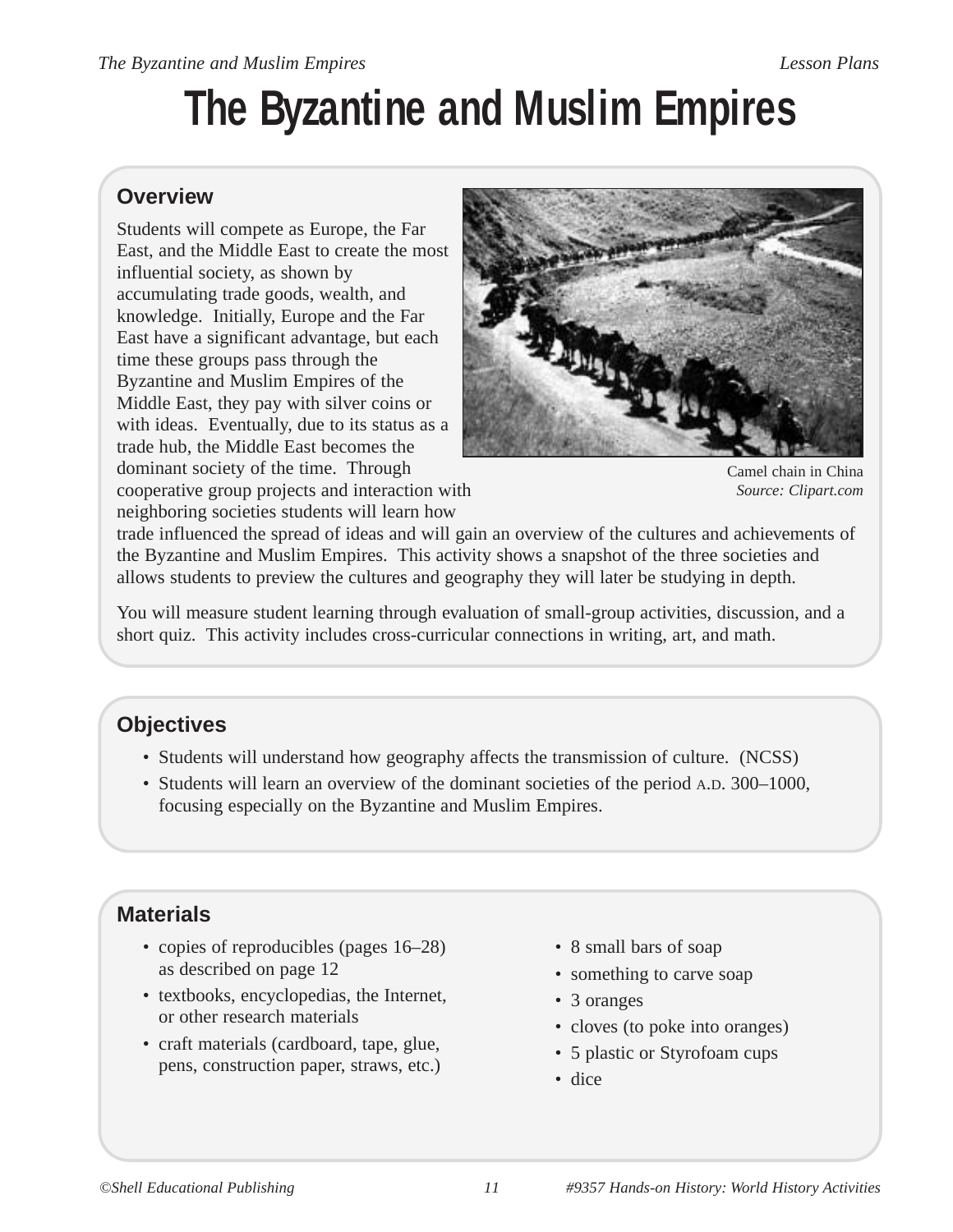# The Byzantine and Muslim Empires

## Overview

Students will compete as Europe, the Far East, and the Middle East to create the most influential society, as shown by accumulating trade goods, wealth, and knowledge. Initially, Europe and the Far East have a significant advantage, but each time these groups pass through the Byzantine and Muslim Empires of the Middle East, they pay with silver coins or with ideas. Eventually, due to its status as a trade hub, the Middle East becomes the dominant society of the time. Through cooperative group projects and interaction with neighboring societies students will learn how trade influenced the spread of ideas and will gain an overview of the cultures and achievements of the Byzantine and Muslim Empires. This activity shows a snapshot of the three societies and allows students to preview the cultures and geography they will later be studying in depth.

Camel chain in China
*Source: Clipart.com*

You will measure student learning through evaluation of small-group activities, discussion, and a short quiz. This activity includes cross-curricular connections in writing, art, and math.

## Objectives

- Students will understand how geography affects the transmission of culture. (NCSS)
- Students will learn an overview of the dominant societies of the period A.D. 300–1000, focusing especially on the Byzantine and Muslim Empires.

## Materials

- copies of reproducibles (pages 16–28) as described on page 12
- textbooks, encyclopedias, the Internet, or other research materials
- craft materials (cardboard, tape, glue, pens, construction paper, straws, etc.)
- 8 small bars of soap
- something to carve soap
- 3 oranges
- cloves (to poke into oranges)
- 5 plastic or Styrofoam cups
- dice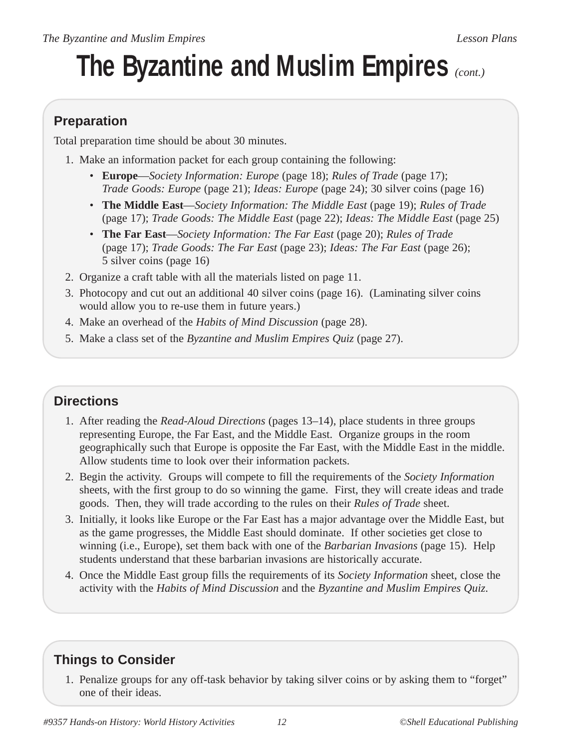# The Byzantine and Muslim Empires *(cont.)*

## Preparation

Total preparation time should be about 30 minutes.

1. Make an information packet for each group containing the following:
   - **Europe**—*Society Information: Europe* (page 18); *Rules of Trade* (page 17); *Trade Goods: Europe* (page 21); *Ideas: Europe* (page 24); 30 silver coins (page 16)
   - **The Middle East**—*Society Information: The Middle East* (page 19); *Rules of Trade* (page 17); *Trade Goods: The Middle East* (page 22); *Ideas: The Middle East* (page 25)
   - **The Far East**—*Society Information: The Far East* (page 20); *Rules of Trade* (page 17); *Trade Goods: The Far East* (page 23); *Ideas: The Far East* (page 26); 5 silver coins (page 16)
2. Organize a craft table with all the materials listed on page 11.
3. Photocopy and cut out an additional 40 silver coins (page 16). (Laminating silver coins would allow you to re-use them in future years.)
4. Make an overhead of the *Habits of Mind Discussion* (page 28).
5. Make a class set of the *Byzantine and Muslim Empires Quiz* (page 27).

## Directions

1. After reading the *Read-Aloud Directions* (pages 13–14), place students in three groups representing Europe, the Far East, and the Middle East. Organize groups in the room geographically such that Europe is opposite the Far East, with the Middle East in the middle. Allow students time to look over their information packets.
2. Begin the activity. Groups will compete to fill the requirements of the *Society Information* sheets, with the first group to do so winning the game. First, they will create ideas and trade goods. Then, they will trade according to the rules on their *Rules of Trade* sheet.
3. Initially, it looks like Europe or the Far East has a major advantage over the Middle East, but as the game progresses, the Middle East should dominate. If other societies get close to winning (i.e., Europe), set them back with one of the *Barbarian Invasions* (page 15). Help students understand that these barbarian invasions are historically accurate.
4. Once the Middle East group fills the requirements of its *Society Information* sheet, close the activity with the *Habits of Mind Discussion* and the *Byzantine and Muslim Empires Quiz.*

## Things to Consider

1. Penalize groups for any off-task behavior by taking silver coins or by asking them to “forget” one of their ideas.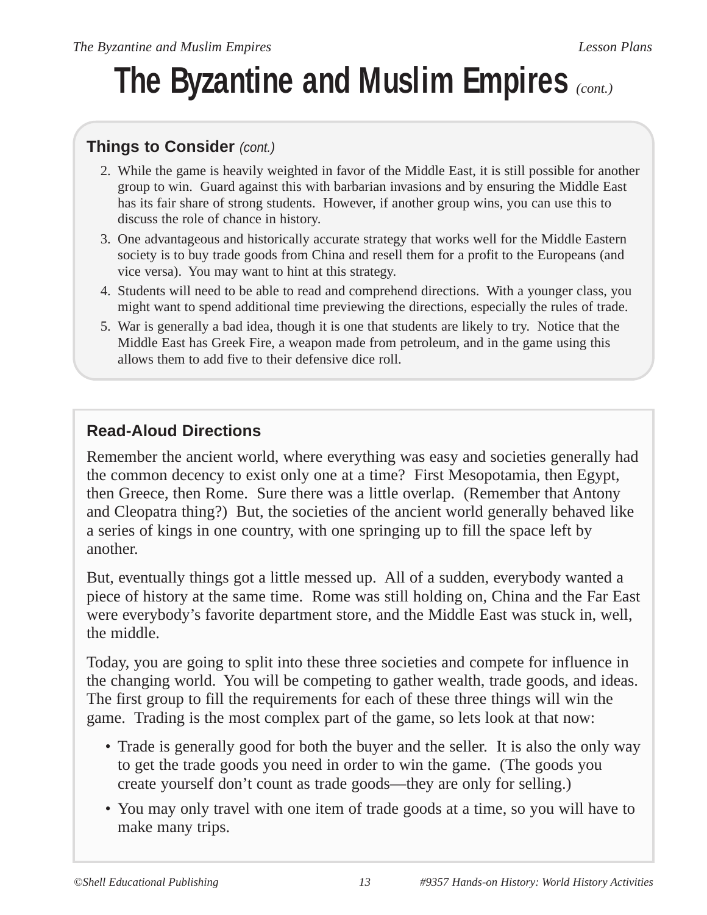# The Byzantine and Muslim Empires *(cont.)*

### Things to Consider *(cont.)*

2. While the game is heavily weighted in favor of the Middle East, it is still possible for another group to win. Guard against this with barbarian invasions and by ensuring the Middle East has its fair share of strong students. However, if another group wins, you can use this to discuss the role of chance in history.
3. One advantageous and historically accurate strategy that works well for the Middle Eastern society is to buy trade goods from China and resell them for a profit to the Europeans (and vice versa). You may want to hint at this strategy.
4. Students will need to be able to read and comprehend directions. With a younger class, you might want to spend additional time previewing the directions, especially the rules of trade.
5. War is generally a bad idea, though it is one that students are likely to try. Notice that the Middle East has Greek Fire, a weapon made from petroleum, and in the game using this allows them to add five to their defensive dice roll.

### Read-Aloud Directions

Remember the ancient world, where everything was easy and societies generally had the common decency to exist only one at a time? First Mesopotamia, then Egypt, then Greece, then Rome. Sure there was a little overlap. (Remember that Antony and Cleopatra thing?) But, the societies of the ancient world generally behaved like a series of kings in one country, with one springing up to fill the space left by another.

But, eventually things got a little messed up. All of a sudden, everybody wanted a piece of history at the same time. Rome was still holding on, China and the Far East were everybody's favorite department store, and the Middle East was stuck in, well, the middle.

Today, you are going to split into these three societies and compete for influence in the changing world. You will be competing to gather wealth, trade goods, and ideas. The first group to fill the requirements for each of these three things will win the game. Trading is the most complex part of the game, so lets look at that now:

- Trade is generally good for both the buyer and the seller. It is also the only way to get the trade goods you need in order to win the game. (The goods you create yourself don't count as trade goods—they are only for selling.)
- You may only travel with one item of trade goods at a time, so you will have to make many trips.